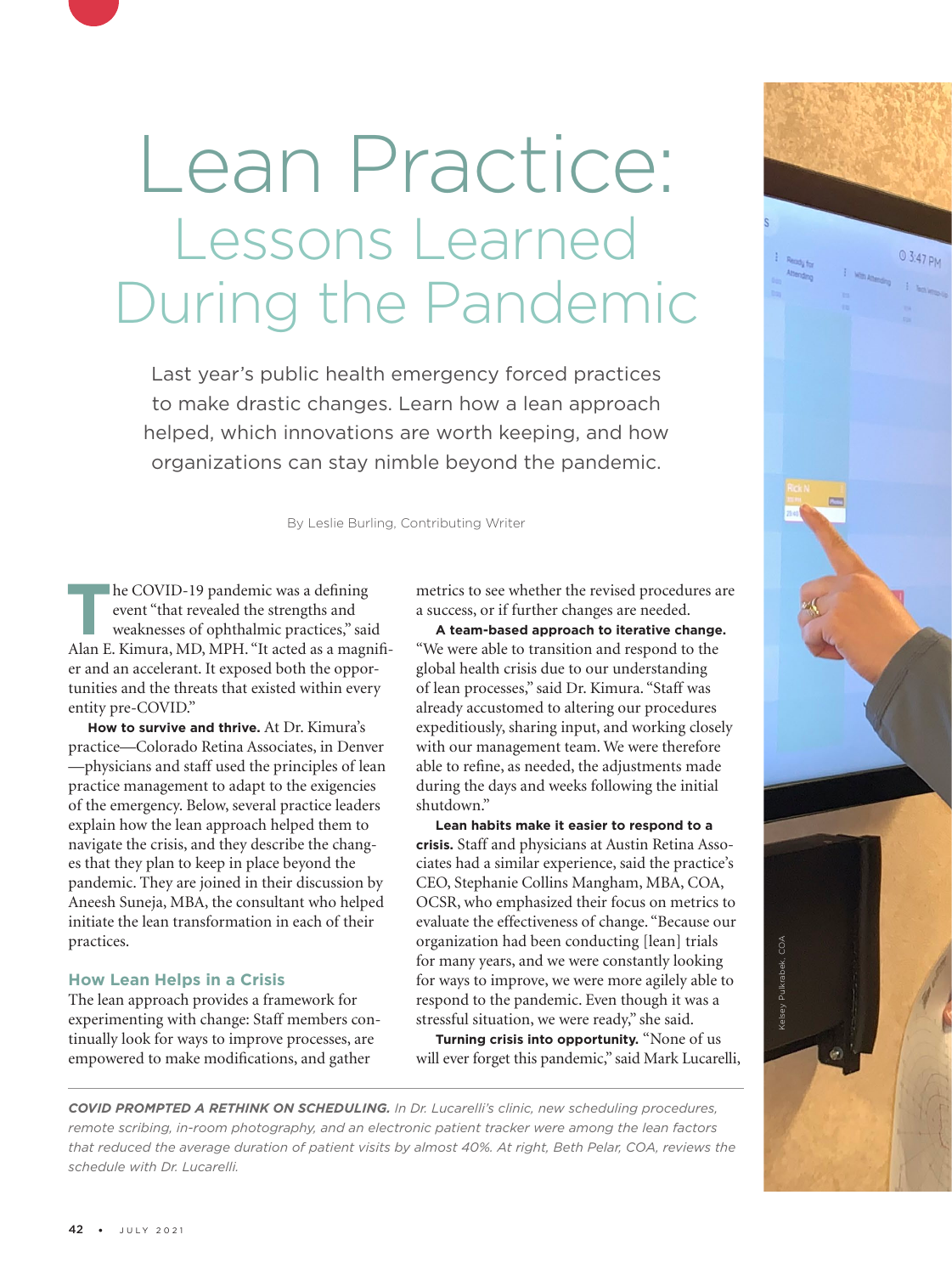# Lean Practice: Lessons Learned During the Pandemic

Last year's public health emergency forced practices to make drastic changes. Learn how a lean approach helped, which innovations are worth keeping, and how organizations can stay nimble beyond the pandemic.

By Leslie Burling, Contributing Writer

The COVID-19 pandemic was a defining event "that revealed the strengths and weaknesses of ophthalmic practices," said Alan E. Kimura, MD, MPH. "It acted as a magnifier and an accelerant. It exposed both the opportunities and the threats that existed within every entity pre-COVID."

**How to survive and thrive.** At Dr. Kimura's practice—Colorado Retina Associates, in Denver—physicians and staff used the principles of lean practice management to adapt to the exigencies of the emergency. Below, several practice leaders explain how the lean approach helped them to navigate the crisis, and they describe the changes that they plan to keep in place beyond the pandemic. They are joined in their discussion by Aneesh Suneja, MBA, the consultant who helped initiate the lean transformation in each of their practices.

## How Lean Helps in a Crisis

The lean approach provides a framework for experimenting with change: Staff members continually look for ways to improve processes, are empowered to make modifications, and gather metrics to see whether the revised procedures are a success, or if further changes are needed.

**A team-based approach to iterative change.** "We were able to transition and respond to the global health crisis due to our understanding of lean processes," said Dr. Kimura. "Staff was already accustomed to altering our procedures expeditiously, sharing input, and working closely with our management team. We were therefore able to refine, as needed, the adjustments made during the days and weeks following the initial shutdown."

**Lean habits make it easier to respond to a crisis.** Staff and physicians at Austin Retina Associates had a similar experience, said the practice's CEO, Stephanie Collins Mangham, MBA, COA, OCSR, who emphasized their focus on metrics to evaluate the effectiveness of change. "Because our organization had been conducting [lean] trials for many years, and we were constantly looking for ways to improve, we were more agilely able to respond to the pandemic. Even though it was a stressful situation, we were ready," she said.

**Turning crisis into opportunity.** "None of us will ever forget this pandemic," said Mark Lucarelli,

***COVID PROMPTED A RETHINK ON SCHEDULING.*** *In Dr. Lucarelli's clinic, new scheduling procedures, remote scribing, in-room photography, and an electronic patient tracker were among the lean factors that reduced the average duration of patient visits by almost 40%. At right, Beth Pelar, COA, reviews the schedule with Dr. Lucarelli.*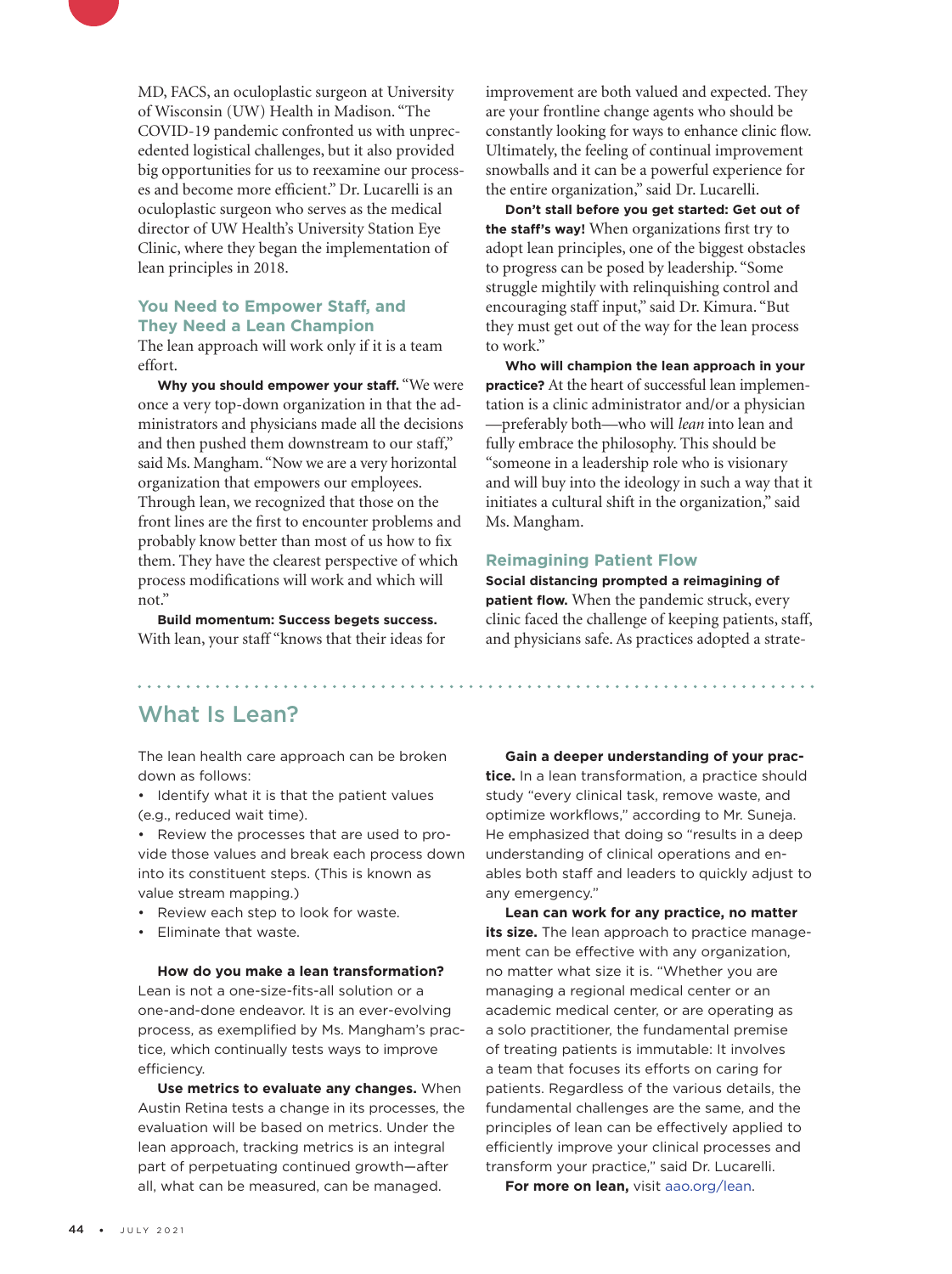MD, FACS, an oculoplastic surgeon at University of Wisconsin (UW) Health in Madison. "The COVID-19 pandemic confronted us with unprecedented logistical challenges, but it also provided big opportunities for us to reexamine our processes and become more efficient." Dr. Lucarelli is an oculoplastic surgeon who serves as the medical director of UW Health's University Station Eye Clinic, where they began the implementation of lean principles in 2018.

## You Need to Empower Staff, and They Need a Lean Champion

The lean approach will work only if it is a team effort.

**Why you should empower your staff.** "We were once a very top-down organization in that the administrators and physicians made all the decisions and then pushed them downstream to our staff," said Ms. Mangham. "Now we are a very horizontal organization that empowers our employees. Through lean, we recognized that those on the front lines are the first to encounter problems and probably know better than most of us how to fix them. They have the clearest perspective of which process modifications will work and which will not."

**Build momentum: Success begets success.** With lean, your staff "knows that their ideas for improvement are both valued and expected. They are your frontline change agents who should be constantly looking for ways to enhance clinic flow. Ultimately, the feeling of continual improvement snowballs and it can be a powerful experience for the entire organization," said Dr. Lucarelli.

**Don't stall before you get started: Get out of the staff's way!** When organizations first try to adopt lean principles, one of the biggest obstacles to progress can be posed by leadership. "Some struggle mightily with relinquishing control and encouraging staff input," said Dr. Kimura. "But they must get out of the way for the lean process to work."

**Who will champion the lean approach in your practice?** At the heart of successful lean implementation is a clinic administrator and/or a physician —preferably both—who will *lean* into lean and fully embrace the philosophy. This should be "someone in a leadership role who is visionary and will buy into the ideology in such a way that it initiates a cultural shift in the organization," said Ms. Mangham.

## Reimagining Patient Flow

**Social distancing prompted a reimagining of patient flow.** When the pandemic struck, every clinic faced the challenge of keeping patients, staff, and physicians safe. As practices adopted a strate-

## What Is Lean?

The lean health care approach can be broken down as follows:

- Identify what it is that the patient values (e.g., reduced wait time).
- Review the processes that are used to provide those values and break each process down into its constituent steps. (This is known as value stream mapping.)
- Review each step to look for waste.
- Eliminate that waste.

**How do you make a lean transformation?** Lean is not a one-size-fits-all solution or a one-and-done endeavor. It is an ever-evolving process, as exemplified by Ms. Mangham's practice, which continually tests ways to improve efficiency.

**Use metrics to evaluate any changes.** When Austin Retina tests a change in its processes, the evaluation will be based on metrics. Under the lean approach, tracking metrics is an integral part of perpetuating continued growth—after all, what can be measured, can be managed.

**Gain a deeper understanding of your practice.** In a lean transformation, a practice should study "every clinical task, remove waste, and optimize workflows," according to Mr. Suneja. He emphasized that doing so "results in a deep understanding of clinical operations and enables both staff and leaders to quickly adjust to any emergency."

**Lean can work for any practice, no matter its size.** The lean approach to practice management can be effective with any organization, no matter what size it is. "Whether you are managing a regional medical center or an academic medical center, or are operating as a solo practitioner, the fundamental premise of treating patients is immutable: It involves a team that focuses its efforts on caring for patients. Regardless of the various details, the fundamental challenges are the same, and the principles of lean can be effectively applied to efficiently improve your clinical processes and transform your practice," said Dr. Lucarelli.

**For more on lean,** visit aao.org/lean.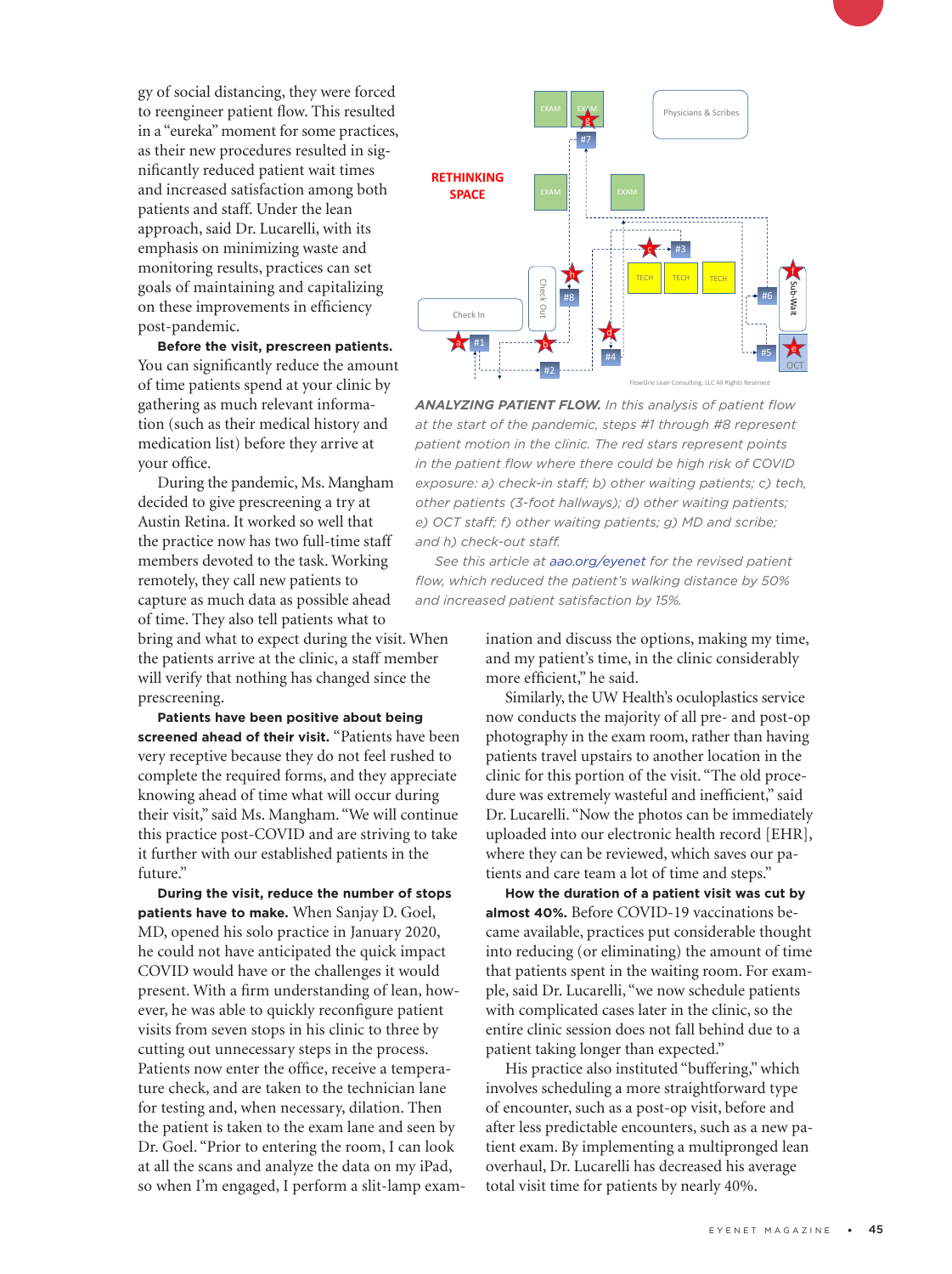gy of social distancing, they were forced to reengineer patient flow. This resulted in a "eureka" moment for some practices, as their new procedures resulted in significantly reduced patient wait times and increased satisfaction among both patients and staff. Under the lean approach, said Dr. Lucarelli, with its emphasis on minimizing waste and monitoring results, practices can set goals of maintaining and capitalizing on these improvements in efficiency post-pandemic.

**Before the visit, prescreen patients.** You can significantly reduce the amount of time patients spend at your clinic by gathering as much relevant information (such as their medical history and medication list) before they arrive at your office.

During the pandemic, Ms. Mangham decided to give prescreening a try at Austin Retina. It worked so well that the practice now has two full-time staff members devoted to the task. Working remotely, they call new patients to capture as much data as possible ahead of time. They also tell patients what to bring and what to expect during the visit. When the patients arrive at the clinic, a staff member will verify that nothing has changed since the prescreening.

**Patients have been positive about being screened ahead of their visit.** "Patients have been very receptive because they do not feel rushed to complete the required forms, and they appreciate knowing ahead of time what will occur during their visit," said Ms. Mangham. "We will continue this practice post-COVID and are striving to take it further with our established patients in the future."

**During the visit, reduce the number of stops patients have to make.** When Sanjay D. Goel, MD, opened his solo practice in January 2020, he could not have anticipated the quick impact COVID would have or the challenges it would present. With a firm understanding of lean, however, he was able to quickly reconfigure patient visits from seven stops in his clinic to three by cutting out unnecessary steps in the process. Patients now enter the office, receive a temperature check, and are taken to the technician lane for testing and, when necessary, dilation. Then the patient is taken to the exam lane and seen by Dr. Goel. "Prior to entering the room, I can look at all the scans and analyze the data on my iPad, so when I'm engaged, I perform a slit-lamp examination and discuss the options, making my time, and my patient's time, in the clinic considerably more efficient," he said.

Similarly, the UW Health's oculoplastics service now conducts the majority of all pre- and post-op photography in the exam room, rather than having patients travel upstairs to another location in the clinic for this portion of the visit. "The old procedure was extremely wasteful and inefficient," said Dr. Lucarelli. "Now the photos can be immediately uploaded into our electronic health record [EHR], where they can be reviewed, which saves our patients and care team a lot of time and steps."

**How the duration of a patient visit was cut by almost 40%.** Before COVID-19 vaccinations became available, practices put considerable thought into reducing (or eliminating) the amount of time that patients spent in the waiting room. For example, said Dr. Lucarelli, "we now schedule patients with complicated cases later in the clinic, so the entire clinic session does not fall behind due to a patient taking longer than expected."

His practice also instituted "buffering," which involves scheduling a more straightforward type of encounter, such as a post-op visit, before and after less predictable encounters, such as a new patient exam. By implementing a multipronged lean overhaul, Dr. Lucarelli has decreased his average total visit time for patients by nearly 40%.

**RETHINKING SPACE**

EXAM | EXAM | Physicians & Scribes | EXAM | EXAM | TECH | TECH | TECH | Check In | Check Out | Sub-Wait | OCT

FlowOne Lean Consulting, LLC All Rights Reserved

***ANALYZING PATIENT FLOW.*** *In this analysis of patient flow at the start of the pandemic, steps #1 through #8 represent patient motion in the clinic. The red stars represent points in the patient flow where there could be high risk of COVID exposure: a) check-in staff; b) other waiting patients; c) tech, other patients (3-foot hallways); d) other waiting patients; e) OCT staff; f) other waiting patients; g) MD and scribe; and h) check-out staff.*

*See this article at aao.org/eyenet for the revised patient flow, which reduced the patient's walking distance by 50% and increased patient satisfaction by 15%.*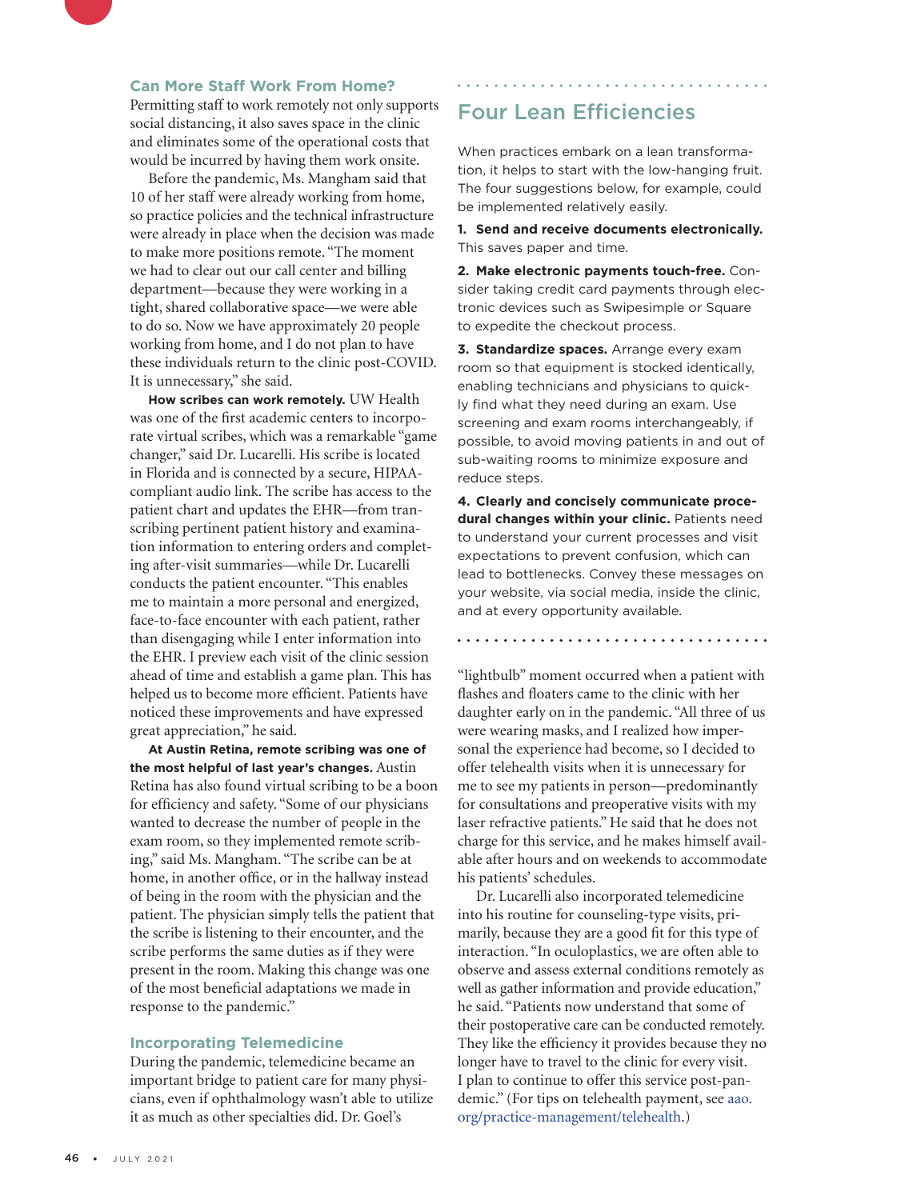### Can More Staff Work From Home?

Permitting staff to work remotely not only supports social distancing, it also saves space in the clinic and eliminates some of the operational costs that would be incurred by having them work onsite.

Before the pandemic, Ms. Mangham said that 10 of her staff were already working from home, so practice policies and the technical infrastructure were already in place when the decision was made to make more positions remote. "The moment we had to clear out our call center and billing department—because they were working in a tight, shared collaborative space—we were able to do so. Now we have approximately 20 people working from home, and I do not plan to have these individuals return to the clinic post-COVID. It is unnecessary," she said.

**How scribes can work remotely.** UW Health was one of the first academic centers to incorporate virtual scribes, which was a remarkable "game changer," said Dr. Lucarelli. His scribe is located in Florida and is connected by a secure, HIPAA-compliant audio link. The scribe has access to the patient chart and updates the EHR—from transcribing pertinent patient history and examination information to entering orders and completing after-visit summaries—while Dr. Lucarelli conducts the patient encounter. "This enables me to maintain a more personal and energized, face-to-face encounter with each patient, rather than disengaging while I enter information into the EHR. I preview each visit of the clinic session ahead of time and establish a game plan. This has helped us to become more efficient. Patients have noticed these improvements and have expressed great appreciation," he said.

**At Austin Retina, remote scribing was one of the most helpful of last year's changes.** Austin Retina has also found virtual scribing to be a boon for efficiency and safety. "Some of our physicians wanted to decrease the number of people in the exam room, so they implemented remote scribing," said Ms. Mangham. "The scribe can be at home, in another office, or in the hallway instead of being in the room with the physician and the patient. The physician simply tells the patient that the scribe is listening to their encounter, and the scribe performs the same duties as if they were present in the room. Making this change was one of the most beneficial adaptations we made in response to the pandemic."

### Incorporating Telemedicine

During the pandemic, telemedicine became an important bridge to patient care for many physicians, even if ophthalmology wasn't able to utilize it as much as other specialties did. Dr. Goel's "lightbulb" moment occurred when a patient with flashes and floaters came to the clinic with her daughter early on in the pandemic. "All three of us were wearing masks, and I realized how impersonal the experience had become, so I decided to offer telehealth visits when it is unnecessary for me to see my patients in person—predominantly for consultations and preoperative visits with my laser refractive patients." He said that he does not charge for this service, and he makes himself available after hours and on weekends to accommodate his patients' schedules.

Dr. Lucarelli also incorporated telemedicine into his routine for counseling-type visits, primarily, because they are a good fit for this type of interaction. "In oculoplastics, we are often able to observe and assess external conditions remotely as well as gather information and provide education," he said. "Patients now understand that some of their postoperative care can be conducted remotely. They like the efficiency it provides because they no longer have to travel to the clinic for every visit. I plan to continue to offer this service post-pandemic." (For tips on telehealth payment, see aao.org/practice-management/telehealth.)

## Four Lean Efficiencies

When practices embark on a lean transformation, it helps to start with the low-hanging fruit. The four suggestions below, for example, could be implemented relatively easily.

**1. Send and receive documents electronically.** This saves paper and time.

**2. Make electronic payments touch-free.** Consider taking credit card payments through electronic devices such as Swipesimple or Square to expedite the checkout process.

**3. Standardize spaces.** Arrange every exam room so that equipment is stocked identically, enabling technicians and physicians to quickly find what they need during an exam. Use screening and exam rooms interchangeably, if possible, to avoid moving patients in and out of sub-waiting rooms to minimize exposure and reduce steps.

**4. Clearly and concisely communicate procedural changes within your clinic.** Patients need to understand your current processes and visit expectations to prevent confusion, which can lead to bottlenecks. Convey these messages on your website, via social media, inside the clinic, and at every opportunity available.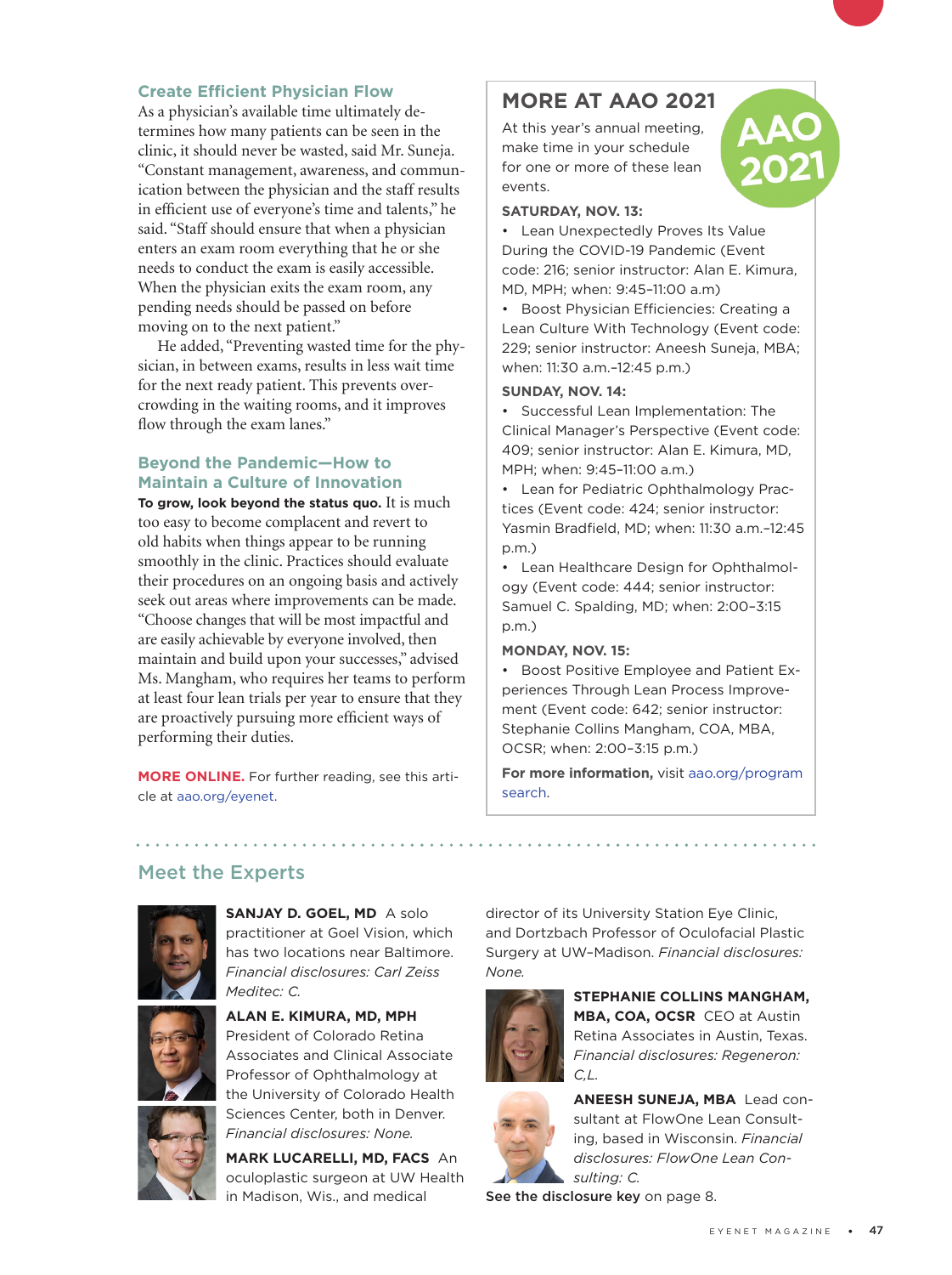### Create Efficient Physician Flow

As a physician's available time ultimately determines how many patients can be seen in the clinic, it should never be wasted, said Mr. Suneja. "Constant management, awareness, and communication between the physician and the staff results in efficient use of everyone's time and talents," he said. "Staff should ensure that when a physician enters an exam room everything that he or she needs to conduct the exam is easily accessible. When the physician exits the exam room, any pending needs should be passed on before moving on to the next patient."

He added, "Preventing wasted time for the physician, in between exams, results in less wait time for the next ready patient. This prevents overcrowding in the waiting rooms, and it improves flow through the exam lanes."

### Beyond the Pandemic—How to Maintain a Culture of Innovation

**To grow, look beyond the status quo.** It is much too easy to become complacent and revert to old habits when things appear to be running smoothly in the clinic. Practices should evaluate their procedures on an ongoing basis and actively seek out areas where improvements can be made. "Choose changes that will be most impactful and are easily achievable by everyone involved, then maintain and build upon your successes," advised Ms. Mangham, who requires her teams to perform at least four lean trials per year to ensure that they are proactively pursuing more efficient ways of performing their duties.

**MORE ONLINE.** For further reading, see this article at aao.org/eyenet.

## MORE AT AAO 2021

AAO 2021

At this year's annual meeting, make time in your schedule for one or more of these lean events.

**SATURDAY, NOV. 13:**

- Lean Unexpectedly Proves Its Value During the COVID-19 Pandemic (Event code: 216; senior instructor: Alan E. Kimura, MD, MPH; when: 9:45–11:00 a.m)
- Boost Physician Efficiencies: Creating a Lean Culture With Technology (Event code: 229; senior instructor: Aneesh Suneja, MBA; when: 11:30 a.m.–12:45 p.m.)

**SUNDAY, NOV. 14:**

- Successful Lean Implementation: The Clinical Manager's Perspective (Event code: 409; senior instructor: Alan E. Kimura, MD, MPH; when: 9:45–11:00 a.m.)
- Lean for Pediatric Ophthalmology Practices (Event code: 424; senior instructor: Yasmin Bradfield, MD; when: 11:30 a.m.–12:45 p.m.)
- Lean Healthcare Design for Ophthalmology (Event code: 444; senior instructor: Samuel C. Spalding, MD; when: 2:00–3:15 p.m.)

**MONDAY, NOV. 15:**

- Boost Positive Employee and Patient Experiences Through Lean Process Improvement (Event code: 642; senior instructor: Stephanie Collins Mangham, COA, MBA, OCSR; when: 2:00–3:15 p.m.)

**For more information,** visit aao.org/program search.

## Meet the Experts

**SANJAY D. GOEL, MD** A solo practitioner at Goel Vision, which has two locations near Baltimore. *Financial disclosures: Carl Zeiss Meditec: C.*

**ALAN E. KIMURA, MD, MPH** President of Colorado Retina Associates and Clinical Associate Professor of Ophthalmology at the University of Colorado Health Sciences Center, both in Denver. *Financial disclosures: None.*

**MARK LUCARELLI, MD, FACS** An oculoplastic surgeon at UW Health in Madison, Wis., and medical director of its University Station Eye Clinic, and Dortzbach Professor of Oculofacial Plastic Surgery at UW–Madison. *Financial disclosures: None.*

**STEPHANIE COLLINS MANGHAM, MBA, COA, OCSR** CEO at Austin Retina Associates in Austin, Texas. *Financial disclosures: Regeneron: C,L.*

**ANEESH SUNEJA, MBA** Lead consultant at FlowOne Lean Consulting, based in Wisconsin. *Financial disclosures: FlowOne Lean Consulting: C.*

**See the disclosure key** on page 8.